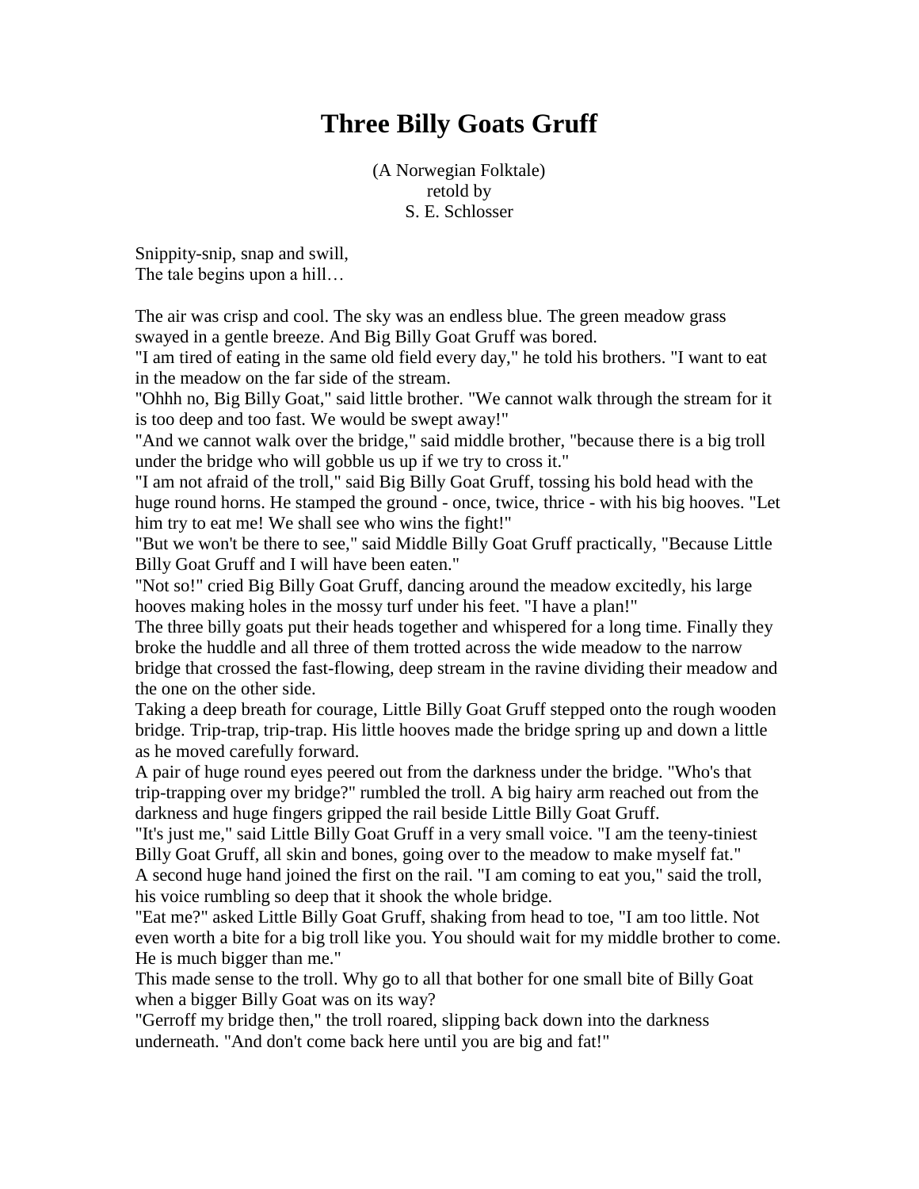# Three Billy Goats Gruff

(A Norwegian Folktale)
retold by
S. E. Schlosser

Snippity-snip, snap and swill,
The tale begins upon a hill…

The air was crisp and cool. The sky was an endless blue. The green meadow grass swayed in a gentle breeze. And Big Billy Goat Gruff was bored.

"I am tired of eating in the same old field every day," he told his brothers. "I want to eat in the meadow on the far side of the stream.

"Ohhh no, Big Billy Goat," said little brother. "We cannot walk through the stream for it is too deep and too fast. We would be swept away!"

"And we cannot walk over the bridge," said middle brother, "because there is a big troll under the bridge who will gobble us up if we try to cross it."

"I am not afraid of the troll," said Big Billy Goat Gruff, tossing his bold head with the huge round horns. He stamped the ground - once, twice, thrice - with his big hooves. "Let him try to eat me! We shall see who wins the fight!"

"But we won't be there to see," said Middle Billy Goat Gruff practically, "Because Little Billy Goat Gruff and I will have been eaten."

"Not so!" cried Big Billy Goat Gruff, dancing around the meadow excitedly, his large hooves making holes in the mossy turf under his feet. "I have a plan!"

The three billy goats put their heads together and whispered for a long time. Finally they broke the huddle and all three of them trotted across the wide meadow to the narrow bridge that crossed the fast-flowing, deep stream in the ravine dividing their meadow and the one on the other side.

Taking a deep breath for courage, Little Billy Goat Gruff stepped onto the rough wooden bridge. Trip-trap, trip-trap. His little hooves made the bridge spring up and down a little as he moved carefully forward.

A pair of huge round eyes peered out from the darkness under the bridge. "Who's that trip-trapping over my bridge?" rumbled the troll. A big hairy arm reached out from the darkness and huge fingers gripped the rail beside Little Billy Goat Gruff.

"It's just me," said Little Billy Goat Gruff in a very small voice. "I am the teeny-tiniest Billy Goat Gruff, all skin and bones, going over to the meadow to make myself fat."

A second huge hand joined the first on the rail. "I am coming to eat you," said the troll, his voice rumbling so deep that it shook the whole bridge.

"Eat me?" asked Little Billy Goat Gruff, shaking from head to toe, "I am too little. Not even worth a bite for a big troll like you. You should wait for my middle brother to come. He is much bigger than me."

This made sense to the troll. Why go to all that bother for one small bite of Billy Goat when a bigger Billy Goat was on its way?

"Gerroff my bridge then," the troll roared, slipping back down into the darkness underneath. "And don't come back here until you are big and fat!"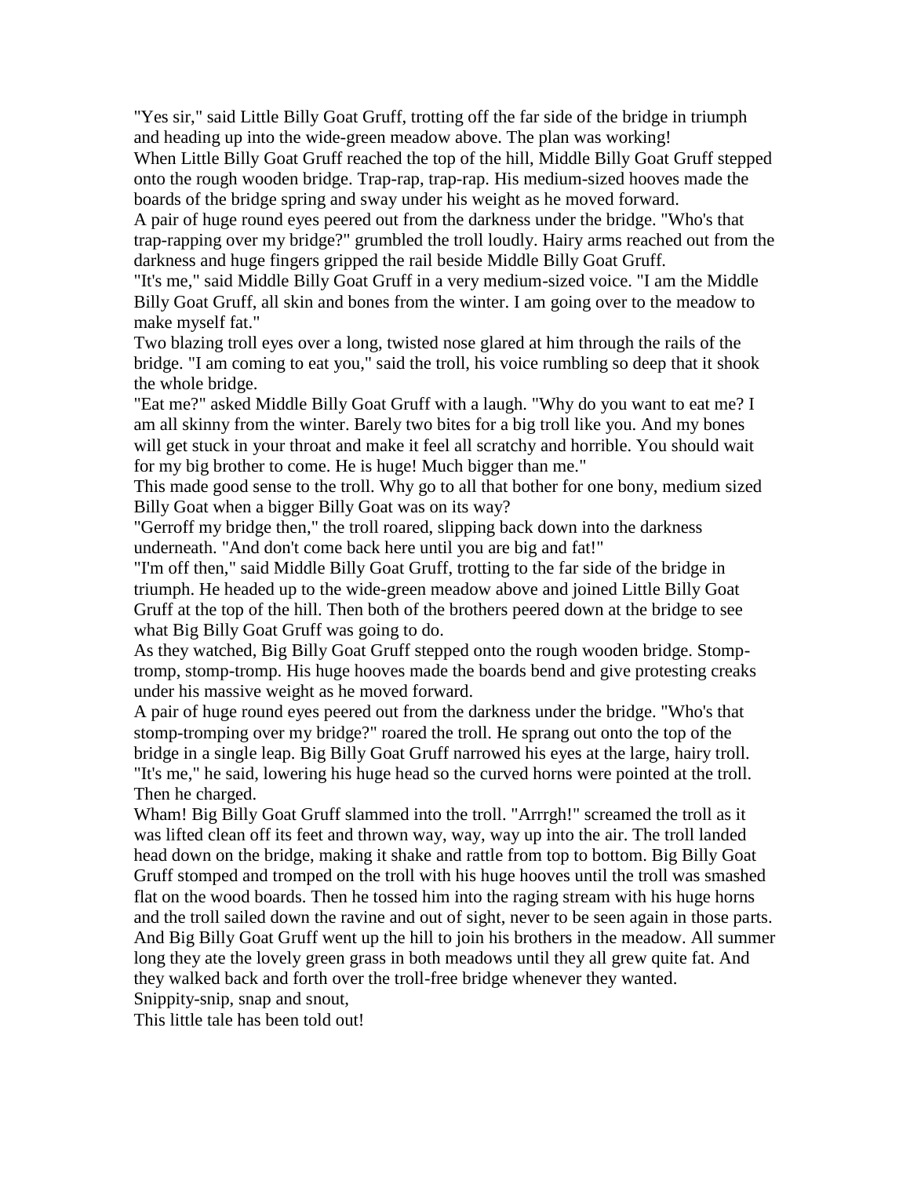"Yes sir," said Little Billy Goat Gruff, trotting off the far side of the bridge in triumph and heading up into the wide-green meadow above. The plan was working!

When Little Billy Goat Gruff reached the top of the hill, Middle Billy Goat Gruff stepped onto the rough wooden bridge. Trap-rap, trap-rap. His medium-sized hooves made the boards of the bridge spring and sway under his weight as he moved forward.

A pair of huge round eyes peered out from the darkness under the bridge. "Who's that trap-rapping over my bridge?" grumbled the troll loudly. Hairy arms reached out from the darkness and huge fingers gripped the rail beside Middle Billy Goat Gruff.

"It's me," said Middle Billy Goat Gruff in a very medium-sized voice. "I am the Middle Billy Goat Gruff, all skin and bones from the winter. I am going over to the meadow to make myself fat."

Two blazing troll eyes over a long, twisted nose glared at him through the rails of the bridge. "I am coming to eat you," said the troll, his voice rumbling so deep that it shook the whole bridge.

"Eat me?" asked Middle Billy Goat Gruff with a laugh. "Why do you want to eat me? I am all skinny from the winter. Barely two bites for a big troll like you. And my bones will get stuck in your throat and make it feel all scratchy and horrible. You should wait for my big brother to come. He is huge! Much bigger than me."

This made good sense to the troll. Why go to all that bother for one bony, medium sized Billy Goat when a bigger Billy Goat was on its way?

"Gerroff my bridge then," the troll roared, slipping back down into the darkness underneath. "And don't come back here until you are big and fat!"

"I'm off then," said Middle Billy Goat Gruff, trotting to the far side of the bridge in triumph. He headed up to the wide-green meadow above and joined Little Billy Goat Gruff at the top of the hill. Then both of the brothers peered down at the bridge to see what Big Billy Goat Gruff was going to do.

As they watched, Big Billy Goat Gruff stepped onto the rough wooden bridge. Stomp-tromp, stomp-tromp. His huge hooves made the boards bend and give protesting creaks under his massive weight as he moved forward.

A pair of huge round eyes peered out from the darkness under the bridge. "Who's that stomp-tromping over my bridge?" roared the troll. He sprang out onto the top of the bridge in a single leap. Big Billy Goat Gruff narrowed his eyes at the large, hairy troll.

"It's me," he said, lowering his huge head so the curved horns were pointed at the troll. Then he charged.

Wham! Big Billy Goat Gruff slammed into the troll. "Arrrgh!" screamed the troll as it was lifted clean off its feet and thrown way, way, way up into the air. The troll landed head down on the bridge, making it shake and rattle from top to bottom. Big Billy Goat Gruff stomped and tromped on the troll with his huge hooves until the troll was smashed flat on the wood boards. Then he tossed him into the raging stream with his huge horns and the troll sailed down the ravine and out of sight, never to be seen again in those parts.

And Big Billy Goat Gruff went up the hill to join his brothers in the meadow. All summer long they ate the lovely green grass in both meadows until they all grew quite fat. And they walked back and forth over the troll-free bridge whenever they wanted.

Snippity-snip, snap and snout,  
This little tale has been told out!